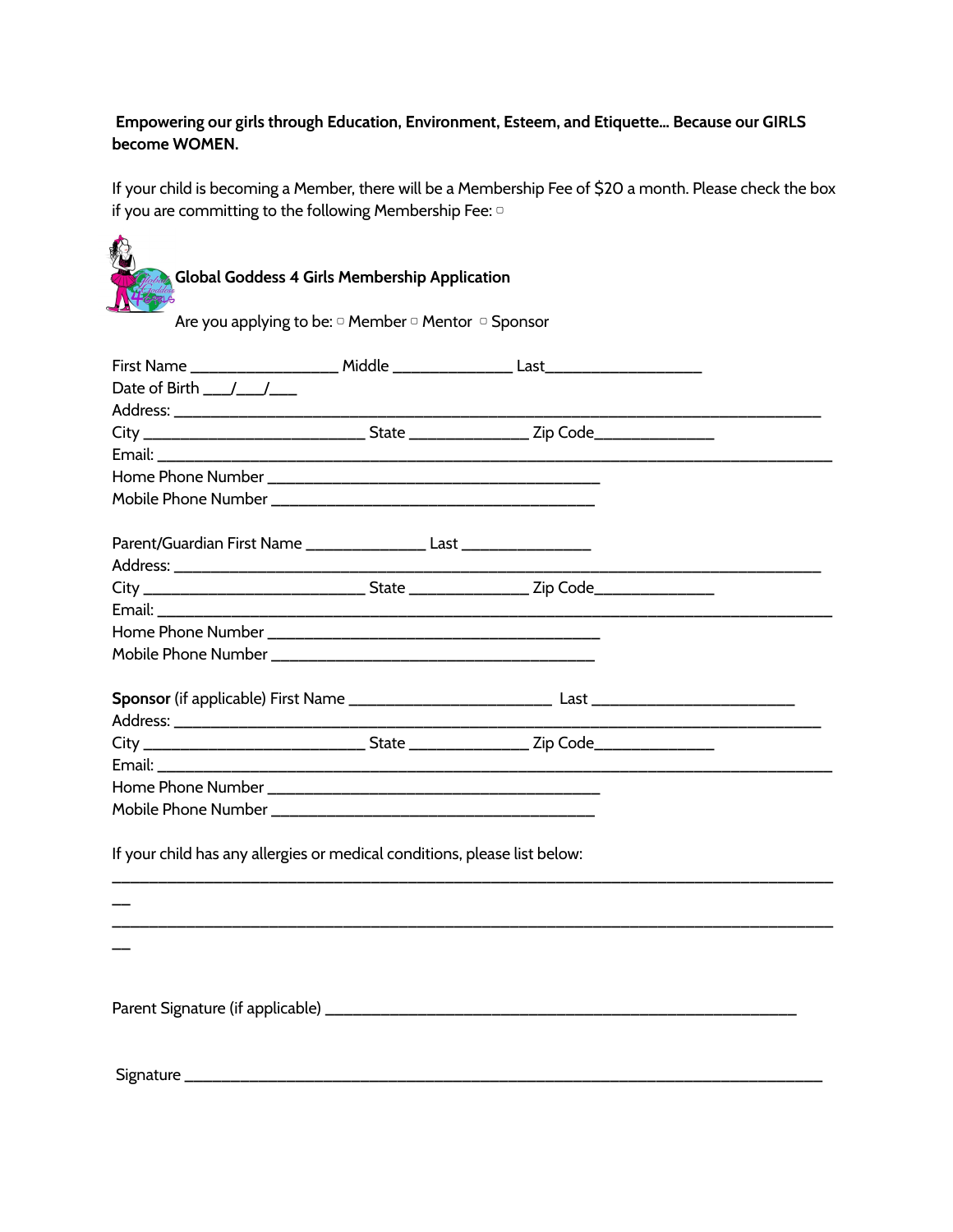**Empowering our girls through Education, Environment, Esteem, and Etiquette… Because our GIRLS become WOMEN.**

If your child is becoming a Member, there will be a Membership Fee of $20 a month. Please check the box if you are committing to the following Membership Fee: ▢

## Global Goddess 4 Girls Membership Application

Are you applying to be: ▢ Member ▢ Mentor ▢ Sponsor

First Name _________________ Middle ______________ Last__________________
Date of Birth ___/___/___
Address: ________________________________________________________________________________
City _________________________ State ______________ Zip Code______________
Email: _________________________________________________________________________________
Home Phone Number _______________________________________
Mobile Phone Number ______________________________________

Parent/Guardian First Name ______________ Last _______________
Address: ________________________________________________________________________________
City _________________________ State ______________ Zip Code______________
Email: _________________________________________________________________________________
Home Phone Number _______________________________________
Mobile Phone Number ______________________________________

**Sponsor** (if applicable) First Name _______________________ Last _______________________
Address: ________________________________________________________________________________
City _________________________ State ______________ Zip Code______________
Email: _________________________________________________________________________________
Home Phone Number _______________________________________
Mobile Phone Number ______________________________________

If your child has any allergies or medical conditions, please list below:

_________________________________________________________________________________________

_________________________________________________________________________________________

Parent Signature (if applicable) ______________________________________________________

Signature ____________________________________________________________________________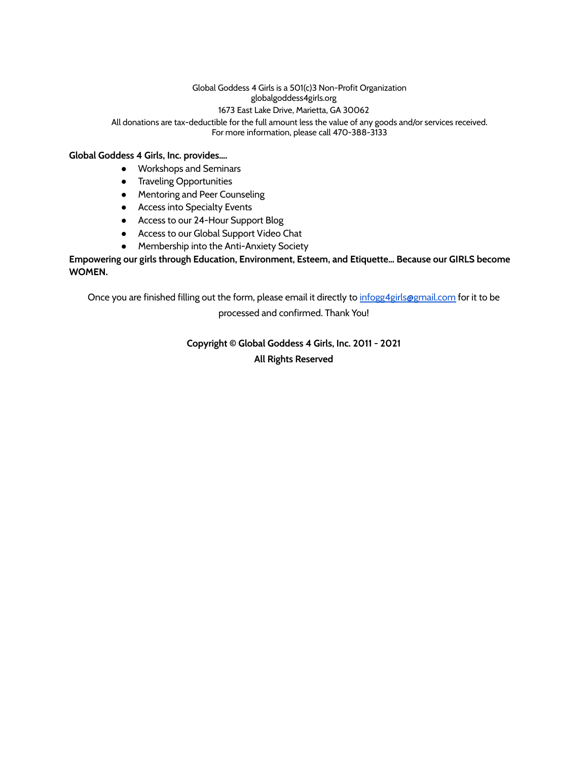Global Goddess 4 Girls is a 501(c)3 Non-Profit Organization
globalgoddess4girls.org
1673 East Lake Drive, Marietta, GA 30062
All donations are tax-deductible for the full amount less the value of any goods and/or services received.
For more information, please call 470-388-3133

**Global Goddess 4 Girls, Inc. provides….**

- Workshops and Seminars
- Traveling Opportunities
- Mentoring and Peer Counseling
- Access into Specialty Events
- Access to our 24-Hour Support Blog
- Access to our Global Support Video Chat
- Membership into the Anti-Anxiety Society

**Empowering our girls through Education, Environment, Esteem, and Etiquette… Because our GIRLS become WOMEN.**

Once you are finished filling out the form, please email it directly to infogg4girls@gmail.com for it to be processed and confirmed. Thank You!

**Copyright © Global Goddess 4 Girls, Inc. 2011 - 2021**
**All Rights Reserved**